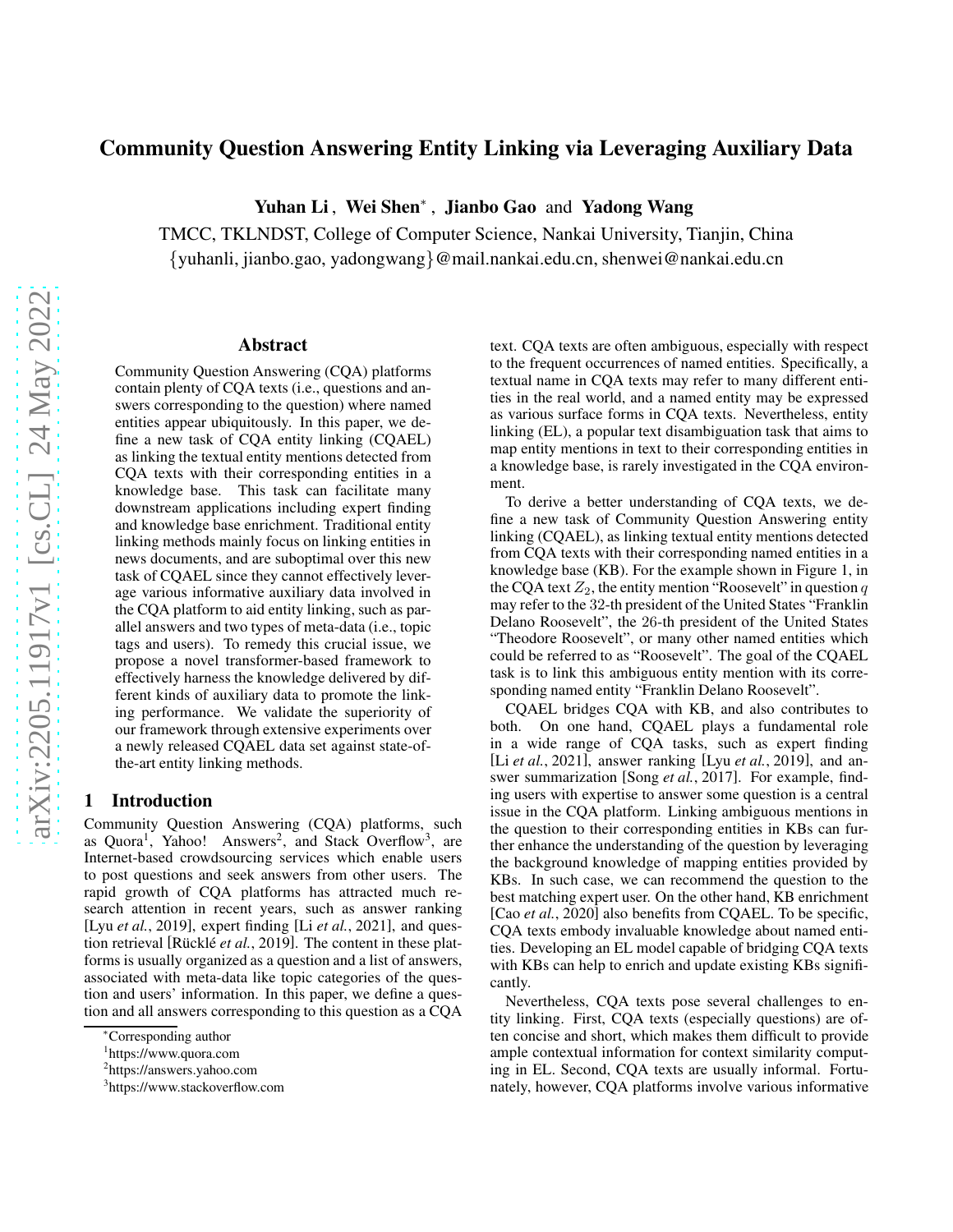# Community Question Answering Entity Linking via Leveraging Auxiliary Data

**Yuhan Li**, **Wei Shen***, **Jianbo Gao** and **Yadong Wang**

TMCC, TKLNDST, College of Computer Science, Nankai University, Tianjin, China

{yuhanli, jianbo.gao, yadongwang}@mail.nankai.edu.cn, shenwei@nankai.edu.cn

## Abstract

Community Question Answering (CQA) platforms contain plenty of CQA texts (i.e., questions and answers corresponding to the question) where named entities appear ubiquitously. In this paper, we define a new task of CQA entity linking (CQAEL) as linking the textual entity mentions detected from CQA texts with their corresponding entities in a knowledge base. This task can facilitate many downstream applications including expert finding and knowledge base enrichment. Traditional entity linking methods mainly focus on linking entities in news documents, and are suboptimal over this new task of CQAEL since they cannot effectively leverage various informative auxiliary data involved in the CQA platform to aid entity linking, such as parallel answers and two types of meta-data (i.e., topic tags and users). To remedy this crucial issue, we propose a novel transformer-based framework to effectively harness the knowledge delivered by different kinds of auxiliary data to promote the linking performance. We validate the superiority of our framework through extensive experiments over a newly released CQAEL data set against state-of-the-art entity linking methods.

## 1 Introduction

Community Question Answering (CQA) platforms, such as Quora[1], Yahoo! Answers[2], and Stack Overflow[3], are Internet-based crowdsourcing services which enable users to post questions and seek answers from other users. The rapid growth of CQA platforms has attracted much research attention in recent years, such as answer ranking [Lyu *et al.*, 2019], expert finding [Li *et al.*, 2021], and question retrieval [Rücklé *et al.*, 2019]. The content in these platforms is usually organized as a question and a list of answers, associated with meta-data like topic categories of the question and users' information. In this paper, we define a question and all answers corresponding to this question as a CQA text. CQA texts are often ambiguous, especially with respect to the frequent occurrences of named entities. Specifically, a textual name in CQA texts may refer to many different entities in the real world, and a named entity may be expressed as various surface forms in CQA texts. Nevertheless, entity linking (EL), a popular text disambiguation task that aims to map entity mentions in text to their corresponding entities in a knowledge base, is rarely investigated in the CQA environment.

To derive a better understanding of CQA texts, we define a new task of Community Question Answering entity linking (CQAEL), as linking textual entity mentions detected from CQA texts with their corresponding named entities in a knowledge base (KB). For the example shown in Figure 1, in the CQA text $Z_2$, the entity mention "Roosevelt" in question $q$ may refer to the 32-th president of the United States "Franklin Delano Roosevelt", the 26-th president of the United States "Theodore Roosevelt", or many other named entities which could be referred to as "Roosevelt". The goal of the CQAEL task is to link this ambiguous entity mention with its corresponding named entity "Franklin Delano Roosevelt".

CQAEL bridges CQA with KB, and also contributes to both. On one hand, CQAEL plays a fundamental role in a wide range of CQA tasks, such as expert finding [Li *et al.*, 2021], answer ranking [Lyu *et al.*, 2019], and answer summarization [Song *et al.*, 2017]. For example, finding users with expertise to answer some question is a central issue in the CQA platform. Linking ambiguous mentions in the question to their corresponding entities in KBs can further enhance the understanding of the question by leveraging the background knowledge of mapping entities provided by KBs. In such case, we can recommend the question to the best matching expert user. On the other hand, KB enrichment [Cao *et al.*, 2020] also benefits from CQAEL. To be specific, CQA texts embody invaluable knowledge about named entities. Developing an EL model capable of bridging CQA texts with KBs can help to enrich and update existing KBs significantly.

Nevertheless, CQA texts pose several challenges to entity linking. First, CQA texts (especially questions) are often concise and short, which makes them difficult to provide ample contextual information for context similarity computing in EL. Second, CQA texts are usually informal. Fortunately, however, CQA platforms involve various informative

*Corresponding author

[1]https://www.quora.com

[2]https://answers.yahoo.com

[3]https://www.stackoverflow.com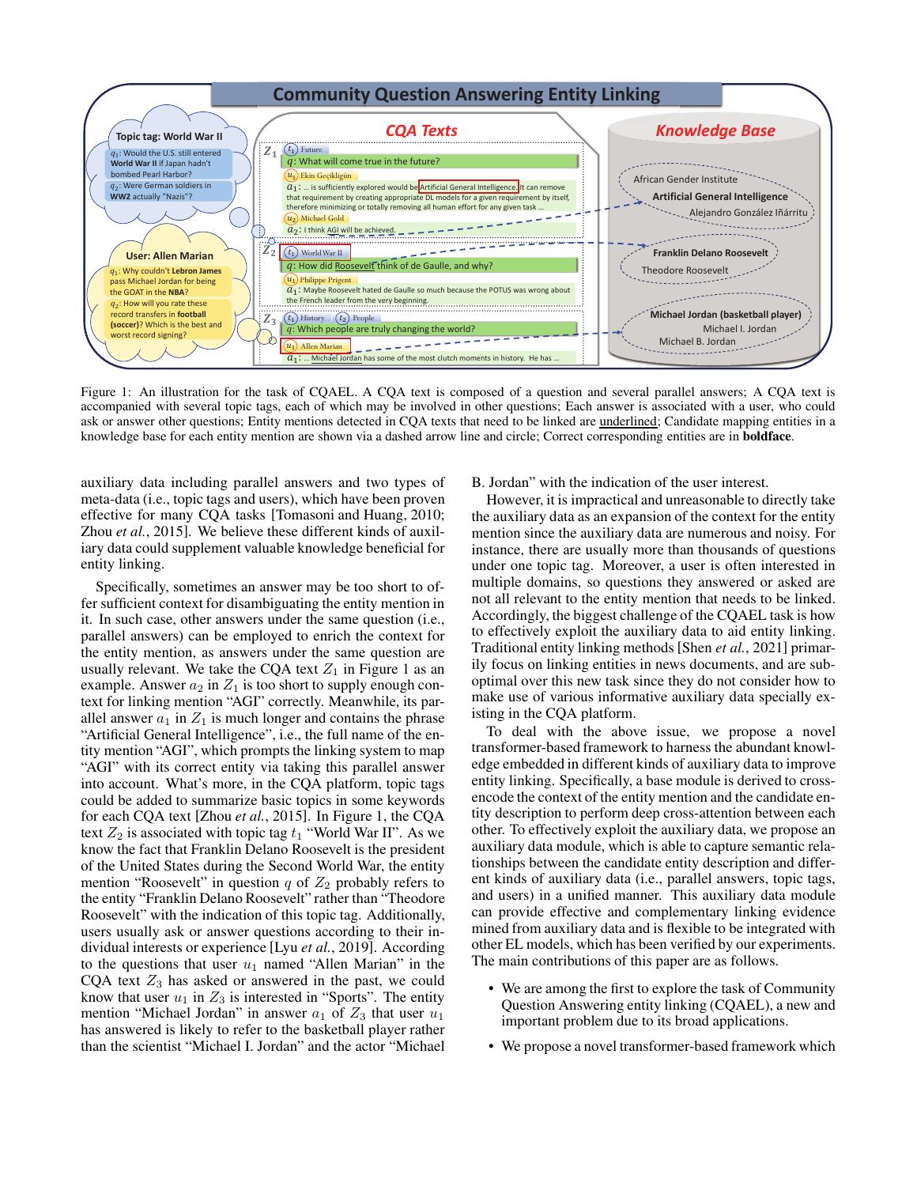Figure 1: An illustration for the task of CQAEL. A CQA text is composed of a question and several parallel answers; A CQA text is accompanied with several topic tags, each of which may be involved in other questions; Each answer is associated with a user, who could ask or answer other questions; Entity mentions detected in CQA texts that need to be linked are underlined; Candidate mapping entities in a knowledge base for each entity mention are shown via a dashed arrow line and circle; Correct corresponding entities are in **boldface**.

auxiliary data including parallel answers and two types of meta-data (i.e., topic tags and users), which have been proven effective for many CQA tasks [Tomasoni and Huang, 2010; Zhou *et al.*, 2015]. We believe these different kinds of auxiliary data could supplement valuable knowledge beneficial for entity linking.

Specifically, sometimes an answer may be too short to offer sufficient context for disambiguating the entity mention in it. In such case, other answers under the same question (i.e., parallel answers) can be employed to enrich the context for the entity mention, as answers under the same question are usually relevant. We take the CQA text $Z_1$ in Figure 1 as an example. Answer $a_2$ in $Z_1$ is too short to supply enough context for linking mention "AGI" correctly. Meanwhile, its parallel answer $a_1$ in $Z_1$ is much longer and contains the phrase "Artificial General Intelligence", i.e., the full name of the entity mention "AGI", which prompts the linking system to map "AGI" with its correct entity via taking this parallel answer into account. What's more, in the CQA platform, topic tags could be added to summarize basic topics in some keywords for each CQA text [Zhou *et al.*, 2015]. In Figure 1, the CQA text $Z_2$ is associated with topic tag $t_1$ "World War II". As we know the fact that Franklin Delano Roosevelt is the president of the United States during the Second World War, the entity mention "Roosevelt" in question $q$ of $Z_2$ probably refers to the entity "Franklin Delano Roosevelt" rather than "Theodore Roosevelt" with the indication of this topic tag. Additionally, users usually ask or answer questions according to their individual interests or experience [Lyu *et al.*, 2019]. According to the questions that user $u_1$ named "Allen Marian" in the CQA text $Z_3$ has asked or answered in the past, we could know that user $u_1$ in $Z_3$ is interested in "Sports". The entity mention "Michael Jordan" in answer $a_1$ of $Z_3$ that user $u_1$ has answered is likely to refer to the basketball player rather than the scientist "Michael I. Jordan" and the actor "Michael B. Jordan" with the indication of the user interest.

However, it is impractical and unreasonable to directly take the auxiliary data as an expansion of the context for the entity mention since the auxiliary data are numerous and noisy. For instance, there are usually more than thousands of questions under one topic tag. Moreover, a user is often interested in multiple domains, so questions they answered or asked are not all relevant to the entity mention that needs to be linked. Accordingly, the biggest challenge of the CQAEL task is how to effectively exploit the auxiliary data to aid entity linking. Traditional entity linking methods [Shen *et al.*, 2021] primarily focus on linking entities in news documents, and are suboptimal over this new task since they do not consider how to make use of various informative auxiliary data specially existing in the CQA platform.

To deal with the above issue, we propose a novel transformer-based framework to harness the abundant knowledge embedded in different kinds of auxiliary data to improve entity linking. Specifically, a base module is derived to cross-encode the context of the entity mention and the candidate entity description to perform deep cross-attention between each other. To effectively exploit the auxiliary data, we propose an auxiliary data module, which is able to capture semantic relationships between the candidate entity description and different kinds of auxiliary data (i.e., parallel answers, topic tags, and users) in a unified manner. This auxiliary data module can provide effective and complementary linking evidence mined from auxiliary data and is flexible to be integrated with other EL models, which has been verified by our experiments. The main contributions of this paper are as follows.

- We are among the first to explore the task of Community Question Answering entity linking (CQAEL), a new and important problem due to its broad applications.
- We propose a novel transformer-based framework which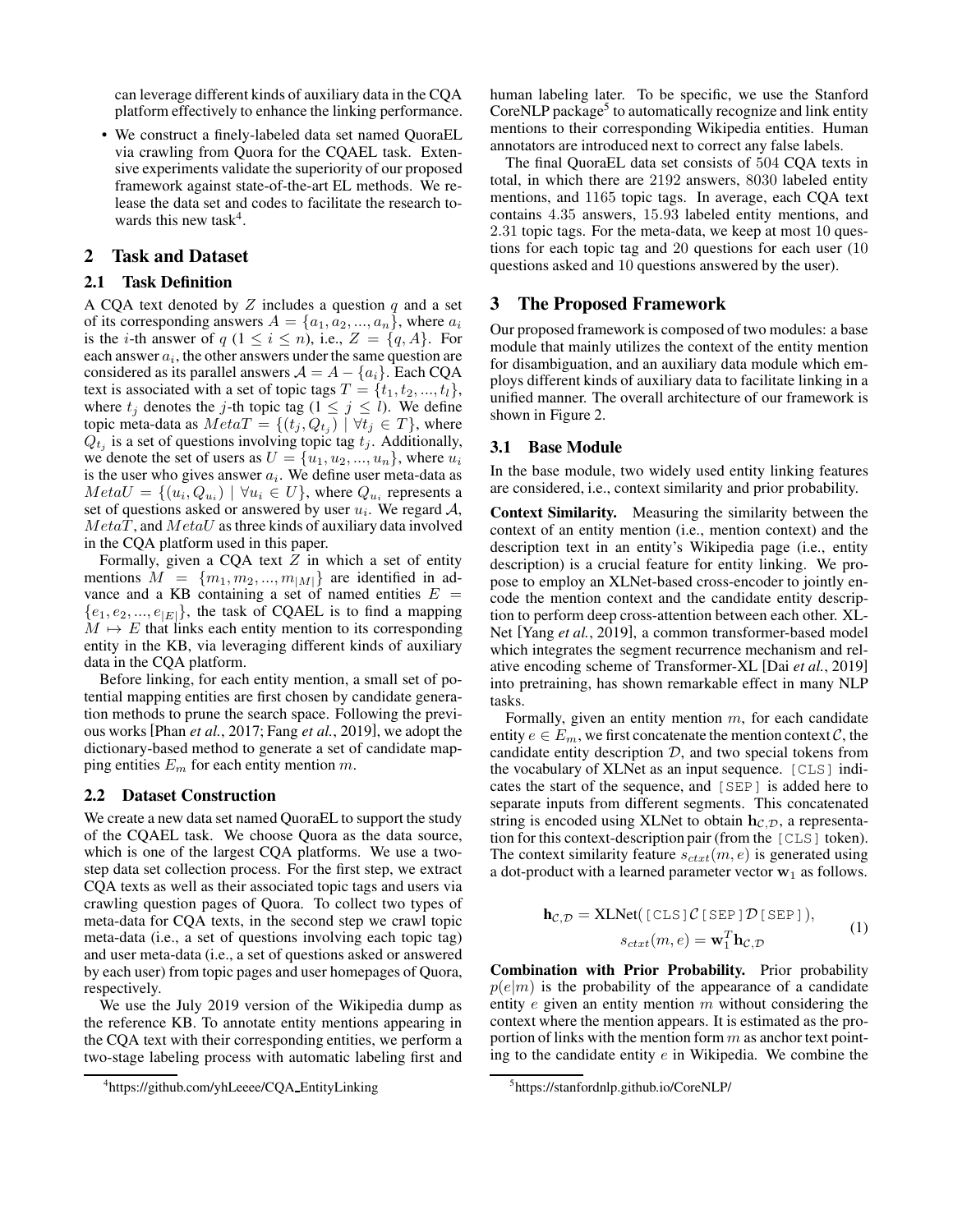can leverage different kinds of auxiliary data in the CQA platform effectively to enhance the linking performance.

- We construct a finely-labeled data set named QuoraEL via crawling from Quora for the CQAEL task. Extensive experiments validate the superiority of our proposed framework against state-of-the-art EL methods. We release the data set and codes to facilitate the research towards this new task[4].

## 2 Task and Dataset

### 2.1 Task Definition

A CQA text denoted by $Z$ includes a question $q$ and a set of its corresponding answers $A = \{a_1, a_2, ..., a_n\}$, where $a_i$ is the $i$-th answer of $q$ ($1 \leq i \leq n$), i.e., $Z = \{q, A\}$. For each answer $a_i$, the other answers under the same question are considered as its parallel answers $\mathcal{A} = A - \{a_i\}$. Each CQA text is associated with a set of topic tags $T = \{t_1, t_2, ..., t_l\}$, where $t_j$ denotes the $j$-th topic tag ($1 \leq j \leq l$). We define topic meta-data as $MetaT = \{(t_j, Q_{t_j}) \mid \forall t_j \in T\}$, where $Q_{t_j}$ is a set of questions involving topic tag $t_j$. Additionally, we denote the set of users as $U = \{u_1, u_2, ..., u_n\}$, where $u_i$ is the user who gives answer $a_i$. We define user meta-data as $MetaU = \{(u_i, Q_{u_i}) \mid \forall u_i \in U\}$, where $Q_{u_i}$ represents a set of questions asked or answered by user $u_i$. We regard $\mathcal{A}$, $MetaT$, and $MetaU$ as three kinds of auxiliary data involved in the CQA platform used in this paper.

Formally, given a CQA text $Z$ in which a set of entity mentions $M = \{m_1, m_2, ..., m_{|M|}\}$ are identified in advance and a KB containing a set of named entities $E = \{e_1, e_2, ..., e_{|E|}\}$, the task of CQAEL is to find a mapping $M \mapsto E$ that links each entity mention to its corresponding entity in the KB, via leveraging different kinds of auxiliary data in the CQA platform.

Before linking, for each entity mention, a small set of potential mapping entities are first chosen by candidate generation methods to prune the search space. Following the previous works [Phan *et al.*, 2017; Fang *et al.*, 2019], we adopt the dictionary-based method to generate a set of candidate mapping entities $E_m$ for each entity mention $m$.

### 2.2 Dataset Construction

We create a new data set named QuoraEL to support the study of the CQAEL task. We choose Quora as the data source, which is one of the largest CQA platforms. We use a two-step data set collection process. For the first step, we extract CQA texts as well as their associated topic tags and users via crawling question pages of Quora. To collect two types of meta-data for CQA texts, in the second step we crawl topic meta-data (i.e., a set of questions involving each topic tag) and user meta-data (i.e., a set of questions asked or answered by each user) from topic pages and user homepages of Quora, respectively.

We use the July 2019 version of the Wikipedia dump as the reference KB. To annotate entity mentions appearing in the CQA text with their corresponding entities, we perform a two-stage labeling process with automatic labeling first and human labeling later. To be specific, we use the Stanford CoreNLP package[5] to automatically recognize and link entity mentions to their corresponding Wikipedia entities. Human annotators are introduced next to correct any false labels.

The final QuoraEL data set consists of 504 CQA texts in total, in which there are 2192 answers, 8030 labeled entity mentions, and 1165 topic tags. In average, each CQA text contains 4.35 answers, 15.93 labeled entity mentions, and 2.31 topic tags. For the meta-data, we keep at most 10 questions for each topic tag and 20 questions for each user (10 questions asked and 10 questions answered by the user).

## 3 The Proposed Framework

Our proposed framework is composed of two modules: a base module that mainly utilizes the context of the entity mention for disambiguation, and an auxiliary data module which employs different kinds of auxiliary data to facilitate linking in a unified manner. The overall architecture of our framework is shown in Figure 2.

### 3.1 Base Module

In the base module, two widely used entity linking features are considered, i.e., context similarity and prior probability.

**Context Similarity.** Measuring the similarity between the context of an entity mention (i.e., mention context) and the description text in an entity's Wikipedia page (i.e., entity description) is a crucial feature for entity linking. We propose to employ an XLNet-based cross-encoder to jointly encode the mention context and the candidate entity description to perform deep cross-attention between each other. XLNet [Yang *et al.*, 2019], a common transformer-based model which integrates the segment recurrence mechanism and relative encoding scheme of Transformer-XL [Dai *et al.*, 2019] into pretraining, has shown remarkable effect in many NLP tasks.

Formally, given an entity mention $m$, for each candidate entity $e \in E_m$, we first concatenate the mention context $\mathcal{C}$, the candidate entity description $\mathcal{D}$, and two special tokens from the vocabulary of XLNet as an input sequence. `[CLS]` indicates the start of the sequence, and `[SEP]` is added here to separate inputs from different segments. This concatenated string is encoded using XLNet to obtain $\mathbf{h}_{\mathcal{C},\mathcal{D}}$, a representation for this context-description pair (from the `[CLS]` token). The context similarity feature $s_{ctxt}(m, e)$ is generated using a dot-product with a learned parameter vector $\mathbf{w}_1$ as follows.

$$
\begin{aligned}
\mathbf{h}_{\mathcal{C},\mathcal{D}} &= \text{XLNet}(\texttt{[CLS]}\mathcal{C}\texttt{[SEP]}\mathcal{D}\texttt{[SEP]}), \\
s_{ctxt}(m, e) &= \mathbf{w}_1^T \mathbf{h}_{\mathcal{C},\mathcal{D}}
\end{aligned}
\tag{1}
$$

**Combination with Prior Probability.** Prior probability $p(e|m)$ is the probability of the appearance of a candidate entity $e$ given an entity mention $m$ without considering the context where the mention appears. It is estimated as the proportion of links with the mention form $m$ as anchor text pointing to the candidate entity $e$ in Wikipedia. We combine the

[4] https://github.com/yhLeeee/CQA_EntityLinking

[5] https://stanfordnlp.github.io/CoreNLP/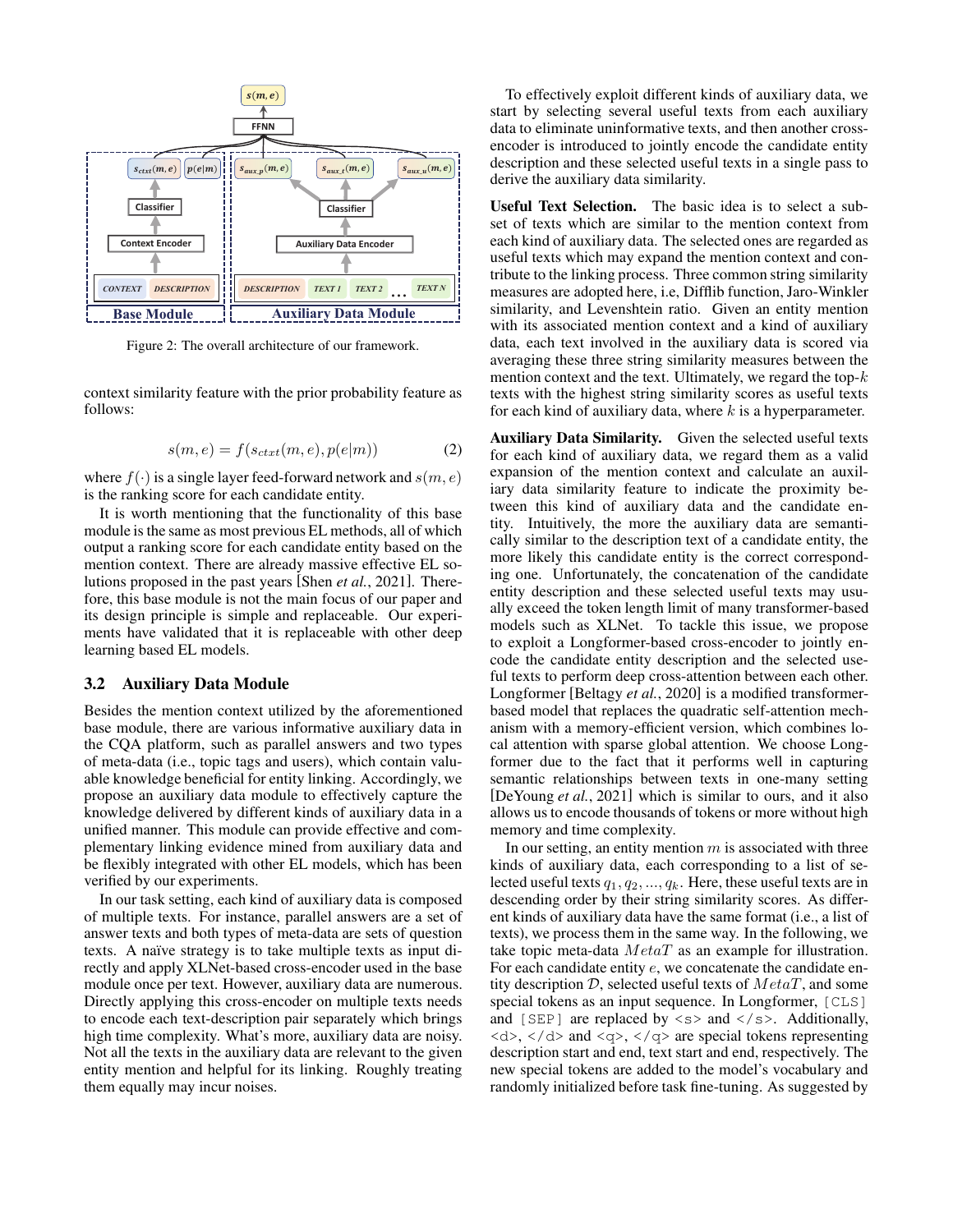Figure 2: The overall architecture of our framework.

context similarity feature with the prior probability feature as follows:

$$s(m, e) = f(s_{ctxt}(m, e), p(e|m)) \tag{2}$$

where $f(\cdot)$ is a single layer feed-forward network and $s(m, e)$ is the ranking score for each candidate entity.

It is worth mentioning that the functionality of this base module is the same as most previous EL methods, all of which output a ranking score for each candidate entity based on the mention context. There are already massive effective EL solutions proposed in the past years [Shen *et al.*, 2021]. Therefore, this base module is not the main focus of our paper and its design principle is simple and replaceable. Our experiments have validated that it is replaceable with other deep learning based EL models.

### 3.2 Auxiliary Data Module

Besides the mention context utilized by the aforementioned base module, there are various informative auxiliary data in the CQA platform, such as parallel answers and two types of meta-data (i.e., topic tags and users), which contain valuable knowledge beneficial for entity linking. Accordingly, we propose an auxiliary data module to effectively capture the knowledge delivered by different kinds of auxiliary data in a unified manner. This module can provide effective and complementary linking evidence mined from auxiliary data and be flexibly integrated with other EL models, which has been verified by our experiments.

In our task setting, each kind of auxiliary data is composed of multiple texts. For instance, parallel answers are a set of answer texts and both types of meta-data are sets of question texts. A naïve strategy is to take multiple texts as input directly and apply XLNet-based cross-encoder used in the base module once per text. However, auxiliary data are numerous. Directly applying this cross-encoder on multiple texts needs to encode each text-description pair separately which brings high time complexity. What's more, auxiliary data are noisy. Not all the texts in the auxiliary data are relevant to the given entity mention and helpful for its linking. Roughly treating them equally may incur noises.

To effectively exploit different kinds of auxiliary data, we start by selecting several useful texts from each auxiliary data to eliminate uninformative texts, and then another cross-encoder is introduced to jointly encode the candidate entity description and these selected useful texts in a single pass to derive the auxiliary data similarity.

**Useful Text Selection.** The basic idea is to select a subset of texts which are similar to the mention context from each kind of auxiliary data. The selected ones are regarded as useful texts which may expand the mention context and contribute to the linking process. Three common string similarity measures are adopted here, i.e, Difflib function, Jaro-Winkler similarity, and Levenshtein ratio. Given an entity mention with its associated mention context and a kind of auxiliary data, each text involved in the auxiliary data is scored via averaging these three string similarity measures between the mention context and the text. Ultimately, we regard the top-$k$ texts with the highest string similarity scores as useful texts for each kind of auxiliary data, where $k$ is a hyperparameter.

**Auxiliary Data Similarity.** Given the selected useful texts for each kind of auxiliary data, we regard them as a valid expansion of the mention context and calculate an auxiliary data similarity feature to indicate the proximity between this kind of auxiliary data and the candidate entity. Intuitively, the more the auxiliary data are semantically similar to the description text of a candidate entity, the more likely this candidate entity is the correct corresponding one. Unfortunately, the concatenation of the candidate entity description and these selected useful texts may usually exceed the token length limit of many transformer-based models such as XLNet. To tackle this issue, we propose to exploit a Longformer-based cross-encoder to jointly encode the candidate entity description and the selected useful texts to perform deep cross-attention between each other. Longformer [Beltagy *et al.*, 2020] is a modified transformer-based model that replaces the quadratic self-attention mechanism with a memory-efficient version, which combines local attention with sparse global attention. We choose Longformer due to the fact that it performs well in capturing semantic relationships between texts in one-many setting [DeYoung *et al.*, 2021] which is similar to ours, and it also allows us to encode thousands of tokens or more without high memory and time complexity.

In our setting, an entity mention $m$ is associated with three kinds of auxiliary data, each corresponding to a list of selected useful texts $q_1, q_2, ..., q_k$. Here, these useful texts are in descending order by their string similarity scores. As different kinds of auxiliary data have the same format (i.e., a list of texts), we process them in the same way. In the following, we take topic meta-data $MetaT$ as an example for illustration. For each candidate entity $e$, we concatenate the candidate entity description $\mathcal{D}$, selected useful texts of $MetaT$, and some special tokens as an input sequence. In Longformer, `[CLS]` and `[SEP]` are replaced by `<s>` and `</s>`. Additionally, `<d>`, `</d>` and `<q>`, `</q>` are special tokens representing description start and end, text start and end, respectively. The new special tokens are added to the model's vocabulary and randomly initialized before task fine-tuning. As suggested by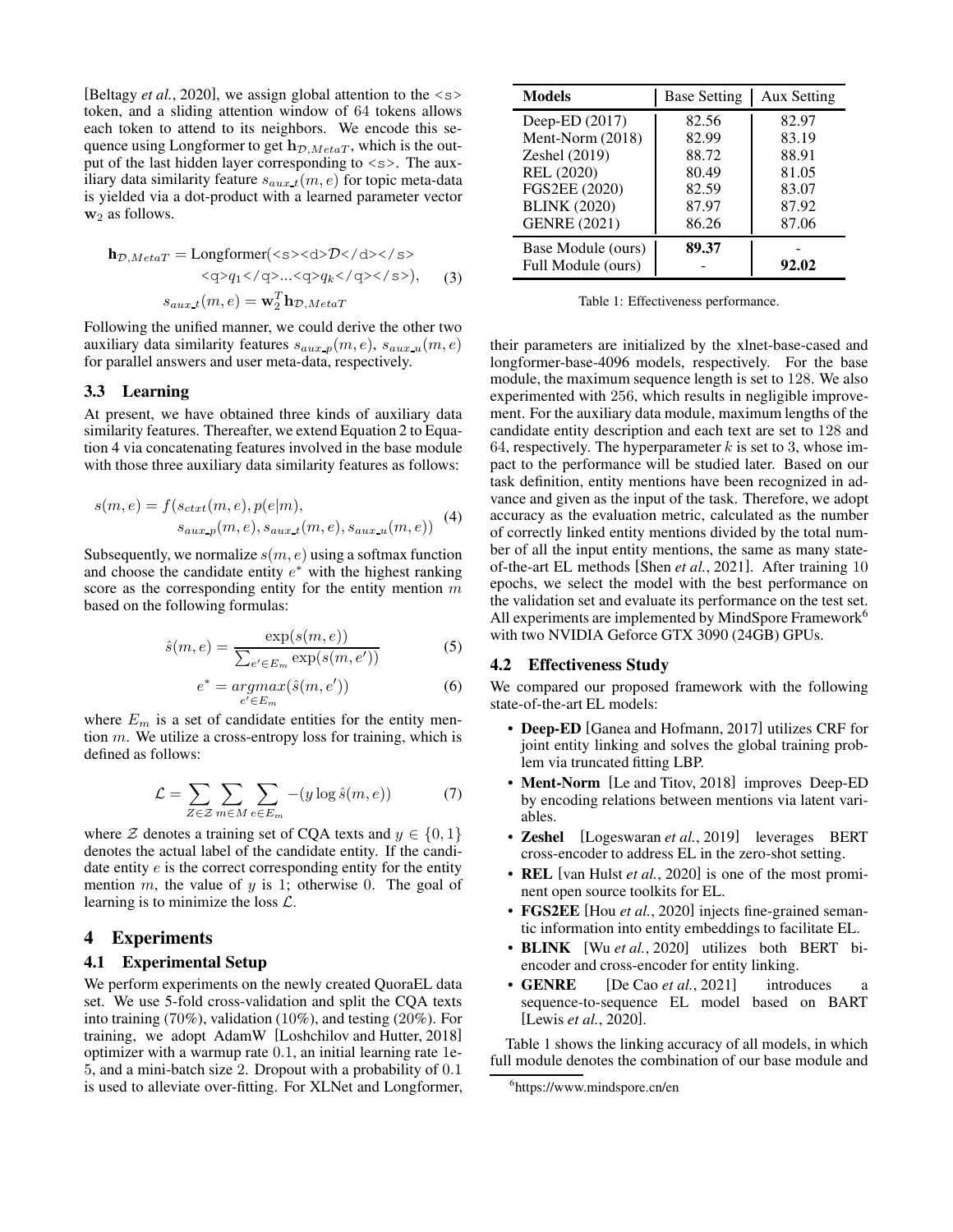[Beltagy *et al.*, 2020], we assign global attention to the <s> token, and a sliding attention window of 64 tokens allows each token to attend to its neighbors. We encode this sequence using Longformer to get $\mathbf{h}_{\mathcal{D},MetaT}$, which is the output of the last hidden layer corresponding to <s>. The auxiliary data similarity feature $s_{aux\_t}(m, e)$ for topic meta-data is yielded via a dot-product with a learned parameter vector $\mathbf{w}_2$ as follows.

$$\mathbf{h}_{\mathcal{D},MetaT} = \text{Longformer}(\texttt{<s><d>}\mathcal{D}\texttt{</d></s>} \\ \texttt{<q>}q_1\texttt{</q>}...\texttt{<q>}q_k\texttt{</q></s>}), \\ s_{aux\_t}(m, e) = \mathbf{w}_2^T \mathbf{h}_{\mathcal{D},MetaT} \tag{3}$$

Following the unified manner, we could derive the other two auxiliary data similarity features $s_{aux\_p}(m, e)$, $s_{aux\_u}(m, e)$ for parallel answers and user meta-data, respectively.

### 3.3 Learning

At present, we have obtained three kinds of auxiliary data similarity features. Thereafter, we extend Equation 2 to Equation 4 via concatenating features involved in the base module with those three auxiliary data similarity features as follows:

$$s(m, e) = f(s_{ctxt}(m, e), p(e|m), \\ s_{aux\_p}(m, e), s_{aux\_t}(m, e), s_{aux\_u}(m, e)) \tag{4}$$

Subsequently, we normalize $s(m, e)$ using a softmax function and choose the candidate entity $e^*$ with the highest ranking score as the corresponding entity for the entity mention $m$ based on the following formulas:

$$\hat{s}(m, e) = \frac{\exp(s(m, e))}{\sum_{e' \in E_m} \exp(s(m, e'))} \tag{5}$$

$$e^* = \underset{e' \in E_m}{argmax}(\hat{s}(m, e')) \tag{6}$$

where $E_m$ is a set of candidate entities for the entity mention $m$. We utilize a cross-entropy loss for training, which is defined as follows:

$$\mathcal{L} = \sum_{Z \in \mathcal{Z}} \sum_{m \in M} \sum_{e \in E_m} -(y \log \hat{s}(m, e)) \tag{7}$$

where $\mathcal{Z}$ denotes a training set of CQA texts and $y \in \{0, 1\}$ denotes the actual label of the candidate entity. If the candidate entity $e$ is the correct corresponding entity for the entity mention $m$, the value of $y$ is 1; otherwise 0. The goal of learning is to minimize the loss $\mathcal{L}$.

## 4 Experiments

### 4.1 Experimental Setup

We perform experiments on the newly created QuoraEL data set. We use 5-fold cross-validation and split the CQA texts into training (70%), validation (10%), and testing (20%). For training, we adopt AdamW [Loshchilov and Hutter, 2018] optimizer with a warmup rate 0.1, an initial learning rate 1e-5, and a mini-batch size 2. Dropout with a probability of 0.1 is used to alleviate over-fitting. For XLNet and Longformer, their parameters are initialized by the xlnet-base-cased and longformer-base-4096 models, respectively. For the base module, the maximum sequence length is set to 128. We also experimented with 256, which results in negligible improvement. For the auxiliary data module, maximum lengths of the candidate entity description and each text are set to 128 and 64, respectively. The hyperparameter $k$ is set to 3, whose impact to the performance will be studied later. Based on our task definition, entity mentions have been recognized in advance and given as the input of the task. Therefore, we adopt accuracy as the evaluation metric, calculated as the number of correctly linked entity mentions divided by the total number of all the input entity mentions, the same as many state-of-the-art EL methods [Shen *et al.*, 2021]. After training 10 epochs, we select the model with the best performance on the validation set and evaluate its performance on the test set. All experiments are implemented by MindSpore Framework[6] with two NVIDIA Geforce GTX 3090 (24GB) GPUs.

| Models | Base Setting | Aux Setting |
|---|---|---|
| Deep-ED (2017) | 82.56 | 82.97 |
| Ment-Norm (2018) | 82.99 | 83.19 |
| Zeshel (2019) | 88.72 | 88.91 |
| REL (2020) | 80.49 | 81.05 |
| FGS2EE (2020) | 82.59 | 83.07 |
| BLINK (2020) | 87.97 | 87.92 |
| GENRE (2021) | 86.26 | 87.06 |
| Base Module (ours) | **89.37** | - |
| Full Module (ours) | - | **92.02** |

Table 1: Effectiveness performance.

### 4.2 Effectiveness Study

We compared our proposed framework with the following state-of-the-art EL models:

- **Deep-ED** [Ganea and Hofmann, 2017] utilizes CRF for joint entity linking and solves the global training problem via truncated fitting LBP.
- **Ment-Norm** [Le and Titov, 2018] improves Deep-ED by encoding relations between mentions via latent variables.
- **Zeshel** [Logeswaran *et al.*, 2019] leverages BERT cross-encoder to address EL in the zero-shot setting.
- **REL** [van Hulst *et al.*, 2020] is one of the most prominent open source toolkits for EL.
- **FGS2EE** [Hou *et al.*, 2020] injects fine-grained semantic information into entity embeddings to facilitate EL.
- **BLINK** [Wu *et al.*, 2020] utilizes both BERT bi-encoder and cross-encoder for entity linking.
- **GENRE** [De Cao *et al.*, 2021] introduces a sequence-to-sequence EL model based on BART [Lewis *et al.*, 2020].

Table 1 shows the linking accuracy of all models, in which full module denotes the combination of our base module and

[6] https://www.mindspore.cn/en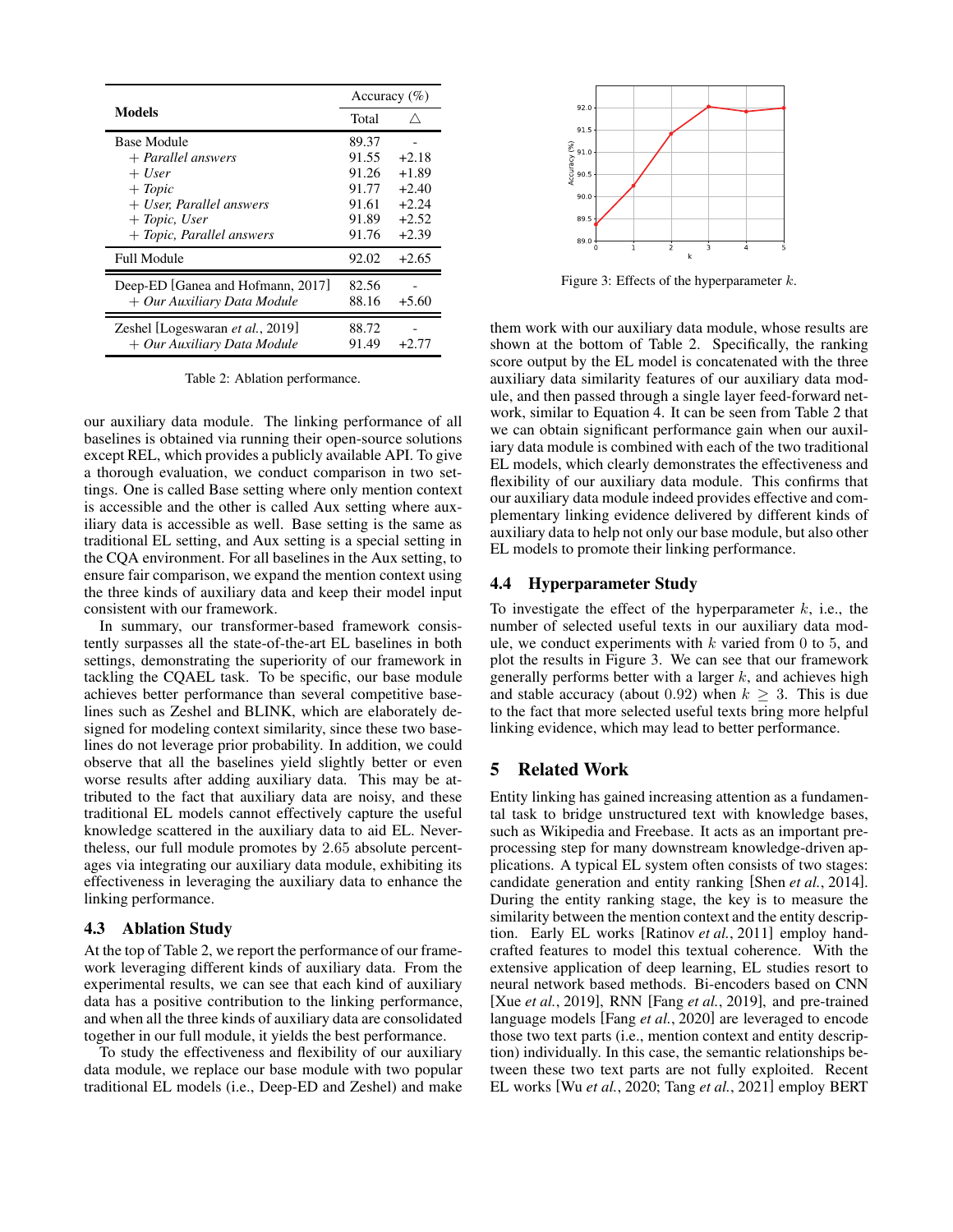| Models | Accuracy (%) | |
|---|---|---|
| | Total | △ |
| Base Module | 89.37 | - |
| + *Parallel answers* | 91.55 | +2.18 |
| + *User* | 91.26 | +1.89 |
| + *Topic* | 91.77 | +2.40 |
| + *User, Parallel answers* | 91.61 | +2.24 |
| + *Topic, User* | 91.89 | +2.52 |
| + *Topic, Parallel answers* | 91.76 | +2.39 |
| Full Module | 92.02 | +2.65 |
| Deep-ED [Ganea and Hofmann, 2017] | 82.56 | - |
| + *Our Auxiliary Data Module* | 88.16 | +5.60 |
| Zeshel [Logeswaran *et al.*, 2019] | 88.72 | - |
| + *Our Auxiliary Data Module* | 91.49 | +2.77 |

Table 2: Ablation performance.

our auxiliary data module. The linking performance of all baselines is obtained via running their open-source solutions except REL, which provides a publicly available API. To give a thorough evaluation, we conduct comparison in two settings. One is called Base setting where only mention context is accessible and the other is called Aux setting where auxiliary data is accessible as well. Base setting is the same as traditional EL setting, and Aux setting is a special setting in the CQA environment. For all baselines in the Aux setting, to ensure fair comparison, we expand the mention context using the three kinds of auxiliary data and keep their model input consistent with our framework.

In summary, our transformer-based framework consistently surpasses all the state-of-the-art EL baselines in both settings, demonstrating the superiority of our framework in tackling the CQAEL task. To be specific, our base module achieves better performance than several competitive baselines such as Zeshel and BLINK, which are elaborately designed for modeling context similarity, since these two baselines do not leverage prior probability. In addition, we could observe that all the baselines yield slightly better or even worse results after adding auxiliary data. This may be attributed to the fact that auxiliary data are noisy, and these traditional EL models cannot effectively capture the useful knowledge scattered in the auxiliary data to aid EL. Nevertheless, our full module promotes by 2.65 absolute percentages via integrating our auxiliary data module, exhibiting its effectiveness in leveraging the auxiliary data to enhance the linking performance.

## 4.3 Ablation Study

At the top of Table 2, we report the performance of our framework leveraging different kinds of auxiliary data. From the experimental results, we can see that each kind of auxiliary data has a positive contribution to the linking performance, and when all the three kinds of auxiliary data are consolidated together in our full module, it yields the best performance.

To study the effectiveness and flexibility of our auxiliary data module, we replace our base module with two popular traditional EL models (i.e., Deep-ED and Zeshel) and make them work with our auxiliary data module, whose results are shown at the bottom of Table 2. Specifically, the ranking score output by the EL model is concatenated with the three auxiliary data similarity features of our auxiliary data module, and then passed through a single layer feed-forward network, similar to Equation 4. It can be seen from Table 2 that we can obtain significant performance gain when our auxiliary data module is combined with each of the two traditional EL models, which clearly demonstrates the effectiveness and flexibility of our auxiliary data module. This confirms that our auxiliary data module indeed provides effective and complementary linking evidence delivered by different kinds of auxiliary data to help not only our base module, but also other EL models to promote their linking performance.

Figure 3: Effects of the hyperparameter $k$.

## 4.4 Hyperparameter Study

To investigate the effect of the hyperparameter $k$, i.e., the number of selected useful texts in our auxiliary data module, we conduct experiments with $k$ varied from 0 to 5, and plot the results in Figure 3. We can see that our framework generally performs better with a larger $k$, and achieves high and stable accuracy (about 0.92) when $k \geq 3$. This is due to the fact that more selected useful texts bring more helpful linking evidence, which may lead to better performance.

# 5 Related Work

Entity linking has gained increasing attention as a fundamental task to bridge unstructured text with knowledge bases, such as Wikipedia and Freebase. It acts as an important preprocessing step for many downstream knowledge-driven applications. A typical EL system often consists of two stages: candidate generation and entity ranking [Shen *et al.*, 2014]. During the entity ranking stage, the key is to measure the similarity between the mention context and the entity description. Early EL works [Ratinov *et al.*, 2011] employ handcrafted features to model this textual coherence. With the extensive application of deep learning, EL studies resort to neural network based methods. Bi-encoders based on CNN [Xue *et al.*, 2019], RNN [Fang *et al.*, 2019], and pre-trained language models [Fang *et al.*, 2020] are leveraged to encode those two text parts (i.e., mention context and entity description) individually. In this case, the semantic relationships between these two text parts are not fully exploited. Recent EL works [Wu *et al.*, 2020; Tang *et al.*, 2021] employ BERT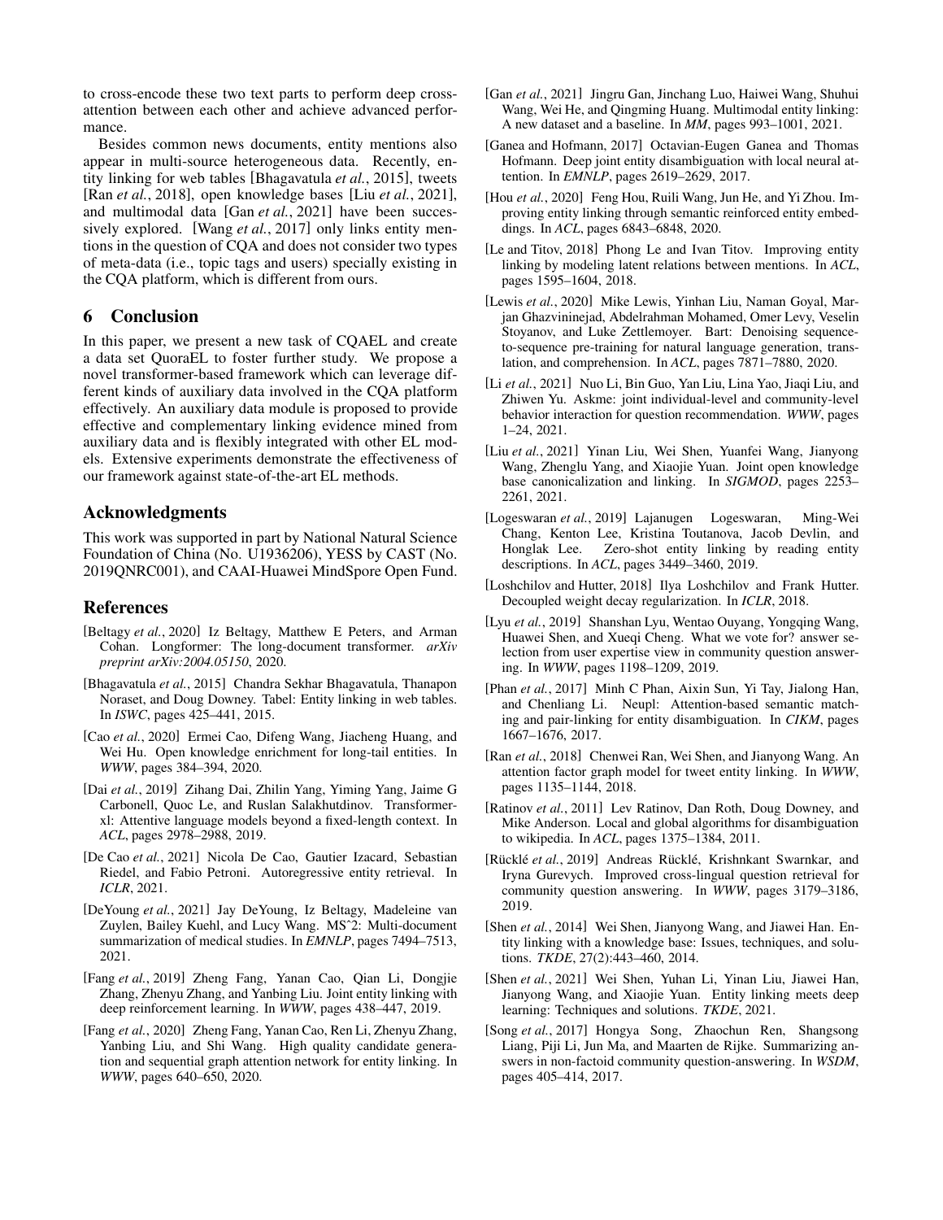to cross-encode these two text parts to perform deep cross-attention between each other and achieve advanced performance.

Besides common news documents, entity mentions also appear in multi-source heterogeneous data. Recently, entity linking for web tables [Bhagavatula *et al.*, 2015], tweets [Ran *et al.*, 2018], open knowledge bases [Liu *et al.*, 2021], and multimodal data [Gan *et al.*, 2021] have been successively explored. [Wang *et al.*, 2017] only links entity mentions in the question of CQA and does not consider two types of meta-data (i.e., topic tags and users) specially existing in the CQA platform, which is different from ours.

## 6 Conclusion

In this paper, we present a new task of CQAEL and create a data set QuoraEL to foster further study. We propose a novel transformer-based framework which can leverage different kinds of auxiliary data involved in the CQA platform effectively. An auxiliary data module is proposed to provide effective and complementary linking evidence mined from auxiliary data and is flexibly integrated with other EL models. Extensive experiments demonstrate the effectiveness of our framework against state-of-the-art EL methods.

## Acknowledgments

This work was supported in part by National Natural Science Foundation of China (No. U1936206), YESS by CAST (No. 2019QNRC001), and CAAI-Huawei MindSpore Open Fund.

## References

[Beltagy *et al.*, 2020] Iz Beltagy, Matthew E Peters, and Arman Cohan. Longformer: The long-document transformer. *arXiv preprint arXiv:2004.05150*, 2020.

[Bhagavatula *et al.*, 2015] Chandra Sekhar Bhagavatula, Thanapon Noraset, and Doug Downey. Tabel: Entity linking in web tables. In *ISWC*, pages 425–441, 2015.

[Cao *et al.*, 2020] Ermei Cao, Difeng Wang, Jiacheng Huang, and Wei Hu. Open knowledge enrichment for long-tail entities. In *WWW*, pages 384–394, 2020.

[Dai *et al.*, 2019] Zihang Dai, Zhilin Yang, Yiming Yang, Jaime G Carbonell, Quoc Le, and Ruslan Salakhutdinov. Transformer-xl: Attentive language models beyond a fixed-length context. In *ACL*, pages 2978–2988, 2019.

[De Cao *et al.*, 2021] Nicola De Cao, Gautier Izacard, Sebastian Riedel, and Fabio Petroni. Autoregressive entity retrieval. In *ICLR*, 2021.

[DeYoung *et al.*, 2021] Jay DeYoung, Iz Beltagy, Madeleine van Zuylen, Bailey Kuehl, and Lucy Wang. MSˆ2: Multi-document summarization of medical studies. In *EMNLP*, pages 7494–7513, 2021.

[Fang *et al.*, 2019] Zheng Fang, Yanan Cao, Qian Li, Dongjie Zhang, Zhenyu Zhang, and Yanbing Liu. Joint entity linking with deep reinforcement learning. In *WWW*, pages 438–447, 2019.

[Fang *et al.*, 2020] Zheng Fang, Yanan Cao, Ren Li, Zhenyu Zhang, Yanbing Liu, and Shi Wang. High quality candidate generation and sequential graph attention network for entity linking. In *WWW*, pages 640–650, 2020.

[Gan *et al.*, 2021] Jingru Gan, Jinchang Luo, Haiwei Wang, Shuhui Wang, Wei He, and Qingming Huang. Multimodal entity linking: A new dataset and a baseline. In *MM*, pages 993–1001, 2021.

[Ganea and Hofmann, 2017] Octavian-Eugen Ganea and Thomas Hofmann. Deep joint entity disambiguation with local neural attention. In *EMNLP*, pages 2619–2629, 2017.

[Hou *et al.*, 2020] Feng Hou, Ruili Wang, Jun He, and Yi Zhou. Improving entity linking through semantic reinforced entity embeddings. In *ACL*, pages 6843–6848, 2020.

[Le and Titov, 2018] Phong Le and Ivan Titov. Improving entity linking by modeling latent relations between mentions. In *ACL*, pages 1595–1604, 2018.

[Lewis *et al.*, 2020] Mike Lewis, Yinhan Liu, Naman Goyal, Marjan Ghazvininejad, Abdelrahman Mohamed, Omer Levy, Veselin Stoyanov, and Luke Zettlemoyer. Bart: Denoising sequence-to-sequence pre-training for natural language generation, translation, and comprehension. In *ACL*, pages 7871–7880, 2020.

[Li *et al.*, 2021] Nuo Li, Bin Guo, Yan Liu, Lina Yao, Jiaqi Liu, and Zhiwen Yu. Askme: joint individual-level and community-level behavior interaction for question recommendation. *WWW*, pages 1–24, 2021.

[Liu *et al.*, 2021] Yinan Liu, Wei Shen, Yuanfei Wang, Jianyong Wang, Zhenglu Yang, and Xiaojie Yuan. Joint open knowledge base canonicalization and linking. In *SIGMOD*, pages 2253–2261, 2021.

[Logeswaran *et al.*, 2019] Lajanugen Logeswaran, Ming-Wei Chang, Kenton Lee, Kristina Toutanova, Jacob Devlin, and Honglak Lee. Zero-shot entity linking by reading entity descriptions. In *ACL*, pages 3449–3460, 2019.

[Loshchilov and Hutter, 2018] Ilya Loshchilov and Frank Hutter. Decoupled weight decay regularization. In *ICLR*, 2018.

[Lyu *et al.*, 2019] Shanshan Lyu, Wentao Ouyang, Yongqing Wang, Huawei Shen, and Xueqi Cheng. What we vote for? answer selection from user expertise view in community question answering. In *WWW*, pages 1198–1209, 2019.

[Phan *et al.*, 2017] Minh C Phan, Aixin Sun, Yi Tay, Jialong Han, and Chenliang Li. Neupl: Attention-based semantic matching and pair-linking for entity disambiguation. In *CIKM*, pages 1667–1676, 2017.

[Ran *et al.*, 2018] Chenwei Ran, Wei Shen, and Jianyong Wang. An attention factor graph model for tweet entity linking. In *WWW*, pages 1135–1144, 2018.

[Ratinov *et al.*, 2011] Lev Ratinov, Dan Roth, Doug Downey, and Mike Anderson. Local and global algorithms for disambiguation to wikipedia. In *ACL*, pages 1375–1384, 2011.

[Rücklé *et al.*, 2019] Andreas Rücklé, Krishnkant Swarnkar, and Iryna Gurevych. Improved cross-lingual question retrieval for community question answering. In *WWW*, pages 3179–3186, 2019.

[Shen *et al.*, 2014] Wei Shen, Jianyong Wang, and Jiawei Han. Entity linking with a knowledge base: Issues, techniques, and solutions. *TKDE*, 27(2):443–460, 2014.

[Shen *et al.*, 2021] Wei Shen, Yuhan Li, Yinan Liu, Jiawei Han, Jianyong Wang, and Xiaojie Yuan. Entity linking meets deep learning: Techniques and solutions. *TKDE*, 2021.

[Song *et al.*, 2017] Hongya Song, Zhaochun Ren, Shangsong Liang, Piji Li, Jun Ma, and Maarten de Rijke. Summarizing answers in non-factoid community question-answering. In *WSDM*, pages 405–414, 2017.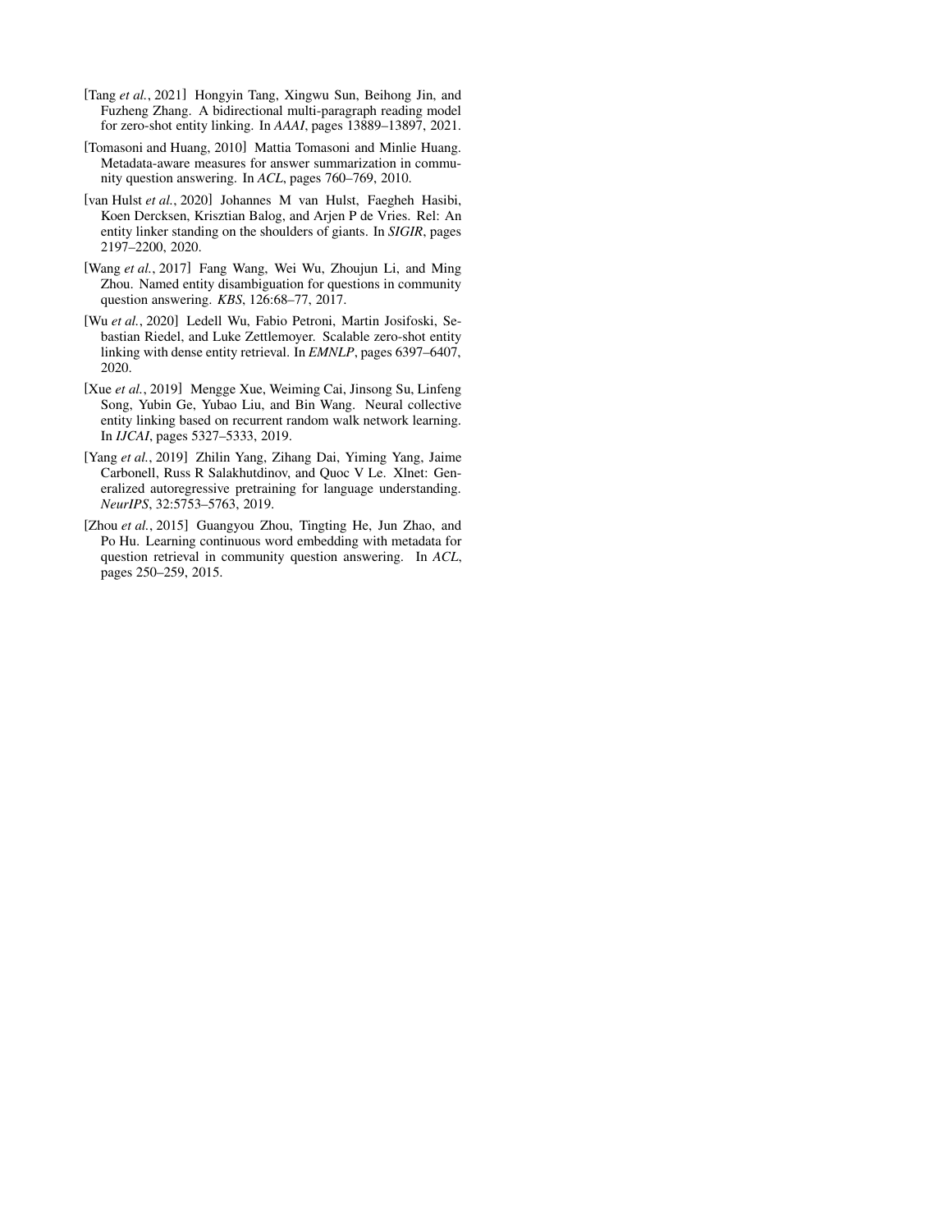[Tang *et al.*, 2021] Hongyin Tang, Xingwu Sun, Beihong Jin, and Fuzheng Zhang. A bidirectional multi-paragraph reading model for zero-shot entity linking. In *AAAI*, pages 13889–13897, 2021.

[Tomasoni and Huang, 2010] Mattia Tomasoni and Minlie Huang. Metadata-aware measures for answer summarization in community question answering. In *ACL*, pages 760–769, 2010.

[van Hulst *et al.*, 2020] Johannes M van Hulst, Faegheh Hasibi, Koen Dercksen, Krisztian Balog, and Arjen P de Vries. Rel: An entity linker standing on the shoulders of giants. In *SIGIR*, pages 2197–2200, 2020.

[Wang *et al.*, 2017] Fang Wang, Wei Wu, Zhoujun Li, and Ming Zhou. Named entity disambiguation for questions in community question answering. *KBS*, 126:68–77, 2017.

[Wu *et al.*, 2020] Ledell Wu, Fabio Petroni, Martin Josifoski, Sebastian Riedel, and Luke Zettlemoyer. Scalable zero-shot entity linking with dense entity retrieval. In *EMNLP*, pages 6397–6407, 2020.

[Xue *et al.*, 2019] Mengge Xue, Weiming Cai, Jinsong Su, Linfeng Song, Yubin Ge, Yubao Liu, and Bin Wang. Neural collective entity linking based on recurrent random walk network learning. In *IJCAI*, pages 5327–5333, 2019.

[Yang *et al.*, 2019] Zhilin Yang, Zihang Dai, Yiming Yang, Jaime Carbonell, Russ R Salakhutdinov, and Quoc V Le. Xlnet: Generalized autoregressive pretraining for language understanding. *NeurIPS*, 32:5753–5763, 2019.

[Zhou *et al.*, 2015] Guangyou Zhou, Tingting He, Jun Zhao, and Po Hu. Learning continuous word embedding with metadata for question retrieval in community question answering. In *ACL*, pages 250–259, 2015.